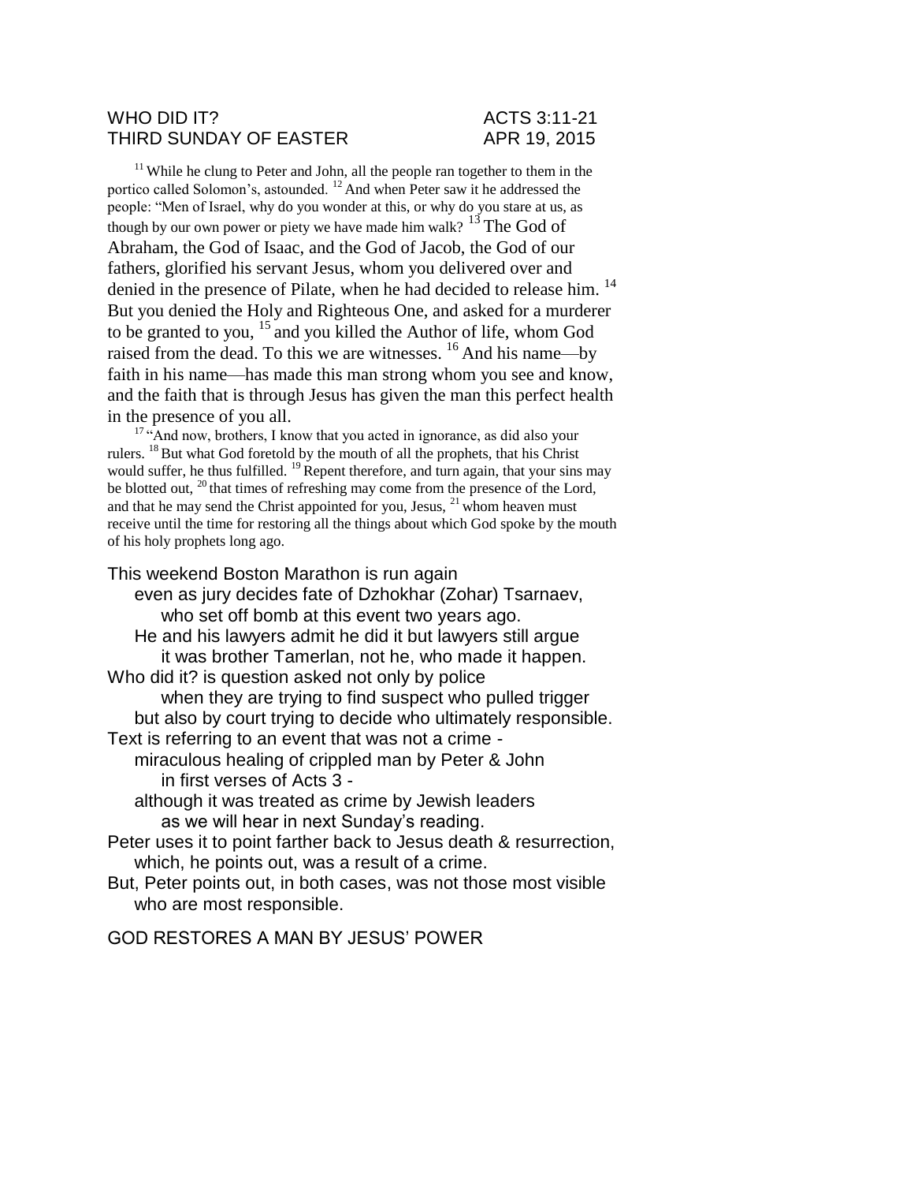WHO DID IT? ACTS 3:11-21
THIRD SUNDAY OF EASTER APR 19, 2015

[11] While he clung to Peter and John, all the people ran together to them in the portico called Solomon's, astounded. [12] And when Peter saw it he addressed the people: "Men of Israel, why do you wonder at this, or why do you stare at us, as though by our own power or piety we have made him walk? [13] The God of Abraham, the God of Isaac, and the God of Jacob, the God of our fathers, glorified his servant Jesus, whom you delivered over and denied in the presence of Pilate, when he had decided to release him. [14] But you denied the Holy and Righteous One, and asked for a murderer to be granted to you, [15] and you killed the Author of life, whom God raised from the dead. To this we are witnesses. [16] And his name—by faith in his name—has made this man strong whom you see and know, and the faith that is through Jesus has given the man this perfect health in the presence of you all.

[17] "And now, brothers, I know that you acted in ignorance, as did also your rulers. [18] But what God foretold by the mouth of all the prophets, that his Christ would suffer, he thus fulfilled. [19] Repent therefore, and turn again, that your sins may be blotted out, [20] that times of refreshing may come from the presence of the Lord, and that he may send the Christ appointed for you, Jesus, [21] whom heaven must receive until the time for restoring all the things about which God spoke by the mouth of his holy prophets long ago.

This weekend Boston Marathon is run again
even as jury decides fate of Dzhokhar (Zohar) Tsarnaev,
who set off bomb at this event two years ago.
He and his lawyers admit he did it but lawyers still argue
it was brother Tamerlan, not he, who made it happen.
Who did it? is question asked not only by police
when they are trying to find suspect who pulled trigger
but also by court trying to decide who ultimately responsible.
Text is referring to an event that was not a crime -
miraculous healing of crippled man by Peter & John
in first verses of Acts 3 -
although it was treated as crime by Jewish leaders
as we will hear in next Sunday's reading.
Peter uses it to point farther back to Jesus death & resurrection,
which, he points out, was a result of a crime.
But, Peter points out, in both cases, was not those most visible
who are most responsible.

GOD RESTORES A MAN BY JESUS' POWER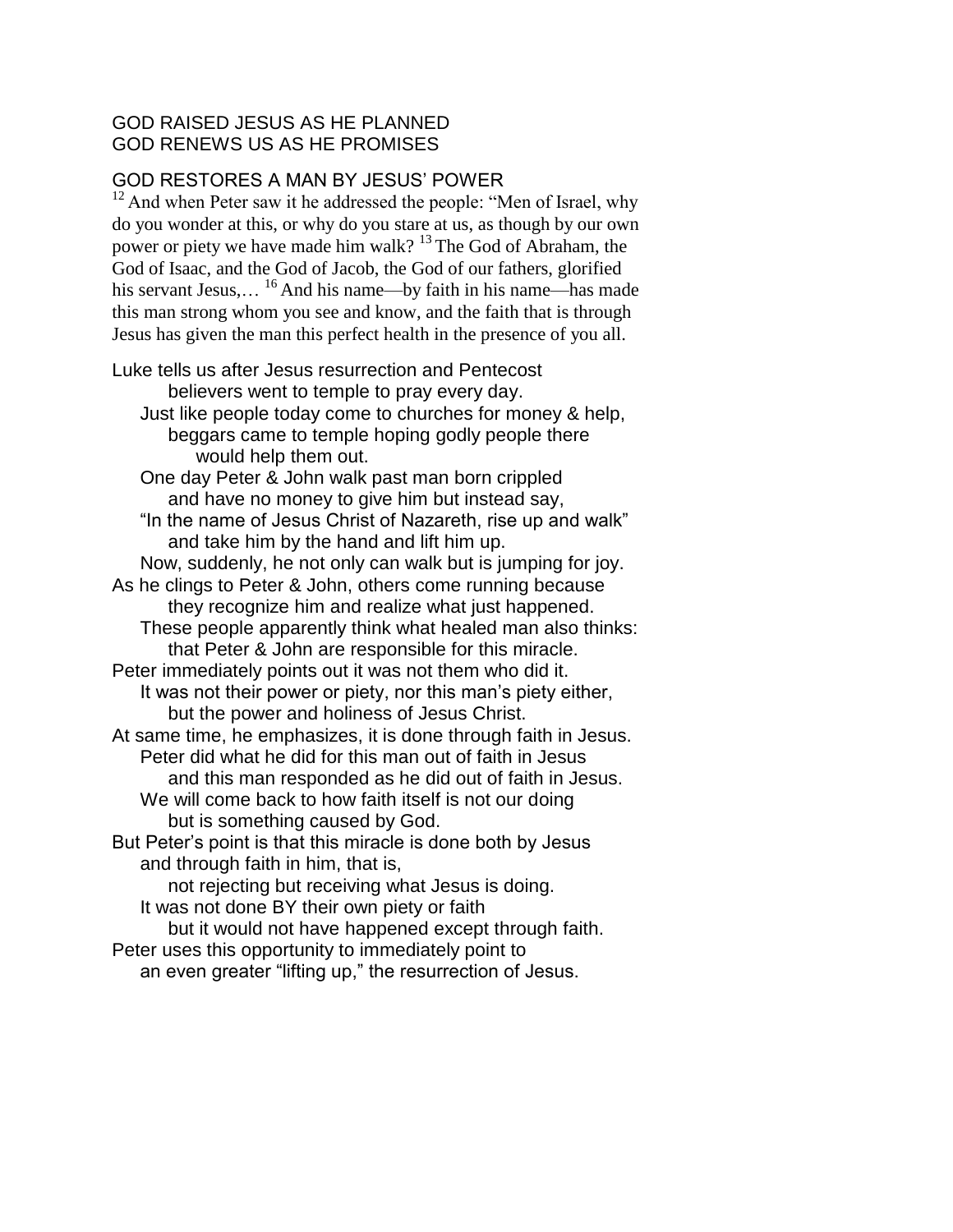GOD RAISED JESUS AS HE PLANNED
GOD RENEWS US AS HE PROMISES

## GOD RESTORES A MAN BY JESUS' POWER

[12] And when Peter saw it he addressed the people: "Men of Israel, why do you wonder at this, or why do you stare at us, as though by our own power or piety we have made him walk? [13] The God of Abraham, the God of Isaac, and the God of Jacob, the God of our fathers, glorified his servant Jesus,… [16] And his name—by faith in his name—has made this man strong whom you see and know, and the faith that is through Jesus has given the man this perfect health in the presence of you all.

Luke tells us after Jesus resurrection and Pentecost
believers went to temple to pray every day.
Just like people today come to churches for money & help,
beggars came to temple hoping godly people there
would help them out.
One day Peter & John walk past man born crippled
and have no money to give him but instead say,
"In the name of Jesus Christ of Nazareth, rise up and walk"
and take him by the hand and lift him up.
Now, suddenly, he not only can walk but is jumping for joy.
As he clings to Peter & John, others come running because
they recognize him and realize what just happened.
These people apparently think what healed man also thinks:
that Peter & John are responsible for this miracle.
Peter immediately points out it was not them who did it.
It was not their power or piety, nor this man's piety either,
but the power and holiness of Jesus Christ.
At same time, he emphasizes, it is done through faith in Jesus.
Peter did what he did for this man out of faith in Jesus
and this man responded as he did out of faith in Jesus.
We will come back to how faith itself is not our doing
but is something caused by God.
But Peter's point is that this miracle is done both by Jesus
and through faith in him, that is,
not rejecting but receiving what Jesus is doing.
It was not done BY their own piety or faith
but it would not have happened except through faith.
Peter uses this opportunity to immediately point to
an even greater "lifting up," the resurrection of Jesus.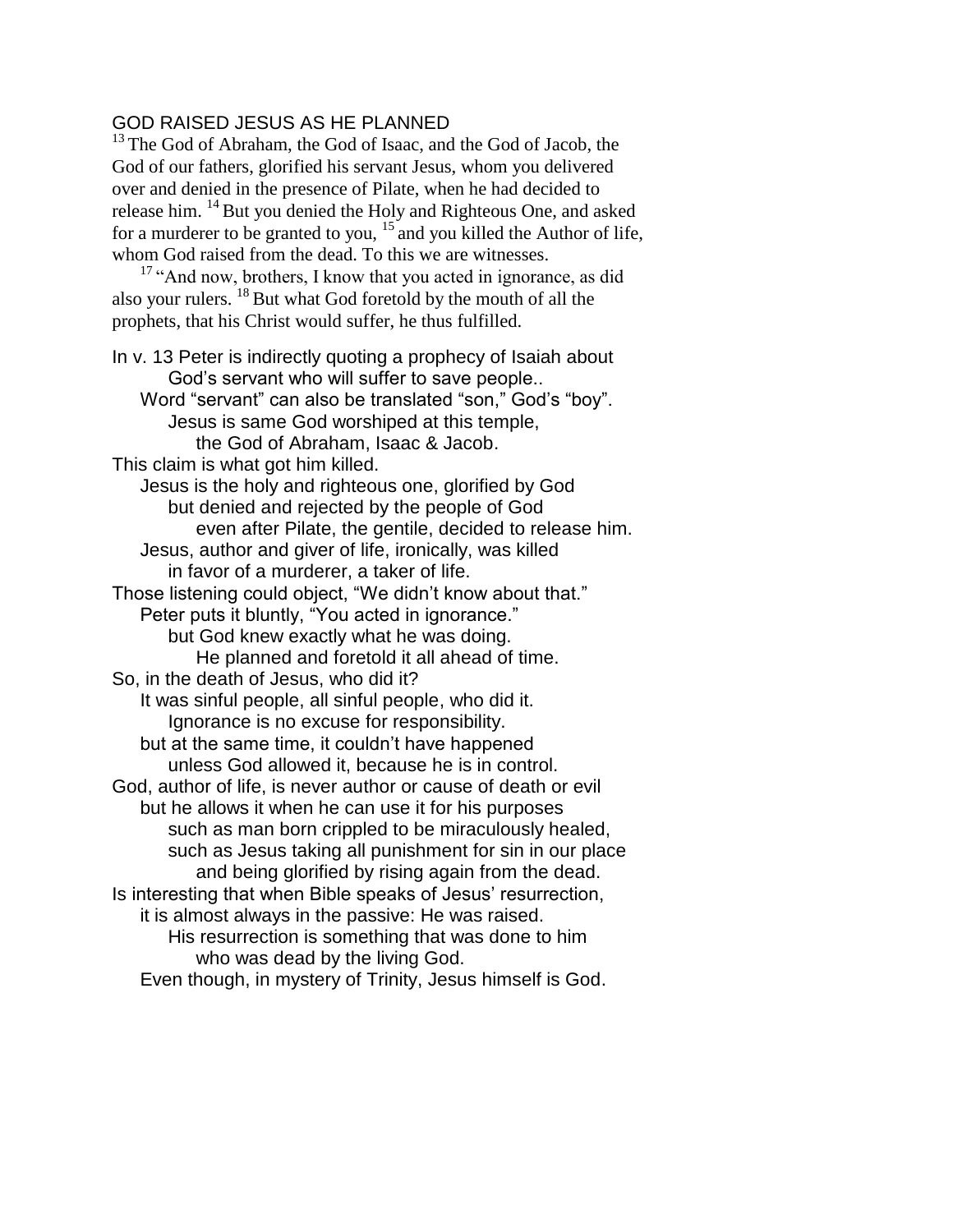GOD RAISED JESUS AS HE PLANNED

[13] The God of Abraham, the God of Isaac, and the God of Jacob, the God of our fathers, glorified his servant Jesus, whom you delivered over and denied in the presence of Pilate, when he had decided to release him. [14] But you denied the Holy and Righteous One, and asked for a murderer to be granted to you, [15] and you killed the Author of life, whom God raised from the dead. To this we are witnesses.

[17] "And now, brothers, I know that you acted in ignorance, as did also your rulers. [18] But what God foretold by the mouth of all the prophets, that his Christ would suffer, he thus fulfilled.

In v. 13 Peter is indirectly quoting a prophecy of Isaiah about
        God's servant who will suffer to save people..
    Word "servant" can also be translated "son," God's "boy".
        Jesus is same God worshiped at this temple,
            the God of Abraham, Isaac & Jacob.
This claim is what got him killed.
    Jesus is the holy and righteous one, glorified by God
        but denied and rejected by the people of God
            even after Pilate, the gentile, decided to release him.
    Jesus, author and giver of life, ironically, was killed
        in favor of a murderer, a taker of life.
Those listening could object, "We didn't know about that."
    Peter puts it bluntly, "You acted in ignorance."
        but God knew exactly what he was doing.
            He planned and foretold it all ahead of time.
So, in the death of Jesus, who did it?
    It was sinful people, all sinful people, who did it.
        Ignorance is no excuse for responsibility.
    but at the same time, it couldn't have happened
        unless God allowed it, because he is in control.
God, author of life, is never author or cause of death or evil
    but he allows it when he can use it for his purposes
        such as man born crippled to be miraculously healed,
        such as Jesus taking all punishment for sin in our place
            and being glorified by rising again from the dead.
Is interesting that when Bible speaks of Jesus' resurrection,
    it is almost always in the passive: He was raised.
        His resurrection is something that was done to him
            who was dead by the living God.
    Even though, in mystery of Trinity, Jesus himself is God.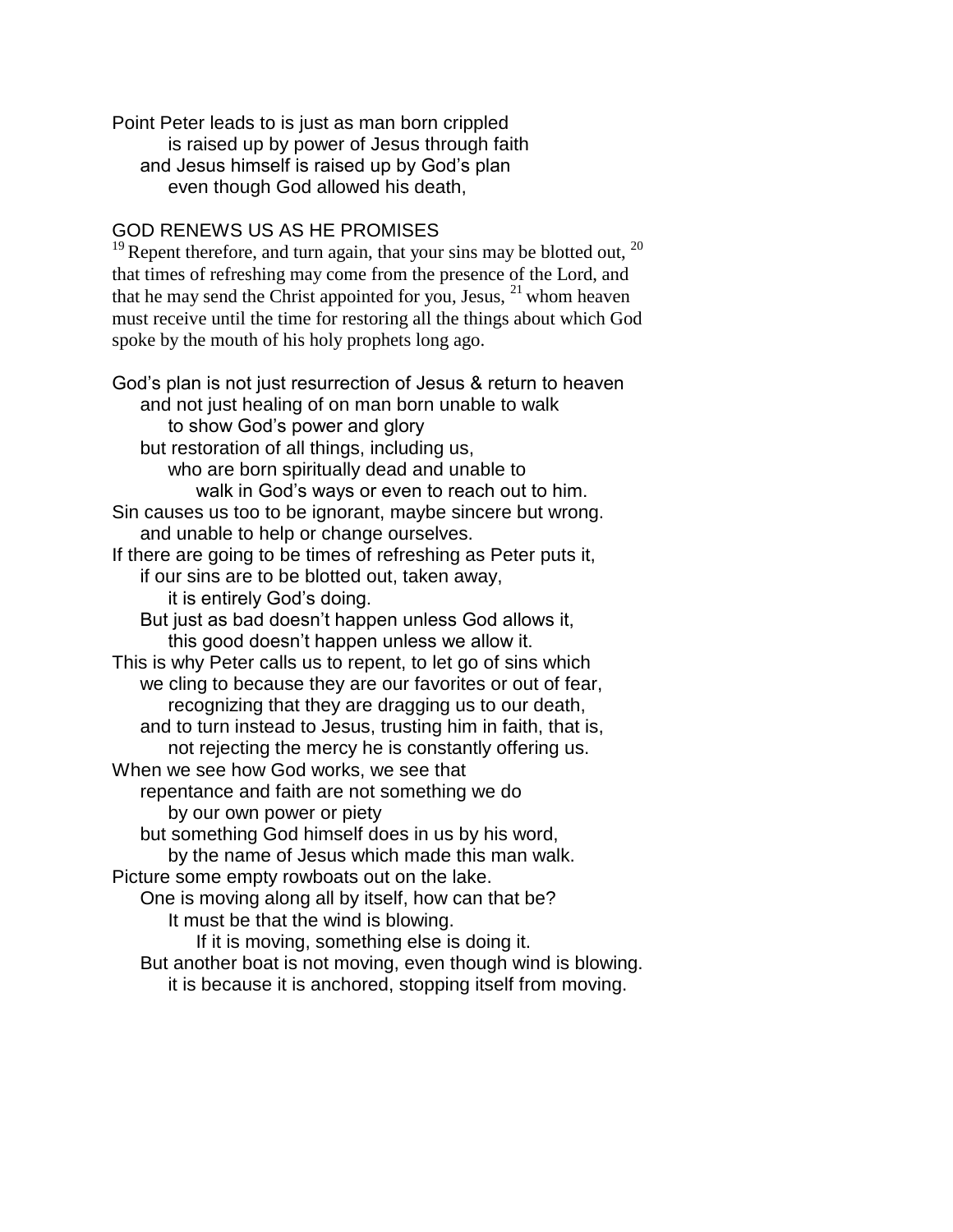Point Peter leads to is just as man born crippled
is raised up by power of Jesus through faith
and Jesus himself is raised up by God's plan
even though God allowed his death,

GOD RENEWS US AS HE PROMISES

[19] Repent therefore, and turn again, that your sins may be blotted out, [20] that times of refreshing may come from the presence of the Lord, and that he may send the Christ appointed for you, Jesus, [21] whom heaven must receive until the time for restoring all the things about which God spoke by the mouth of his holy prophets long ago.

God's plan is not just resurrection of Jesus & return to heaven
and not just healing of on man born unable to walk
to show God's power and glory
but restoration of all things, including us,
who are born spiritually dead and unable to
walk in God's ways or even to reach out to him.
Sin causes us too to be ignorant, maybe sincere but wrong.
and unable to help or change ourselves.
If there are going to be times of refreshing as Peter puts it,
if our sins are to be blotted out, taken away,
it is entirely God's doing.
But just as bad doesn't happen unless God allows it,
this good doesn't happen unless we allow it.
This is why Peter calls us to repent, to let go of sins which
we cling to because they are our favorites or out of fear,
recognizing that they are dragging us to our death,
and to turn instead to Jesus, trusting him in faith, that is,
not rejecting the mercy he is constantly offering us.
When we see how God works, we see that
repentance and faith are not something we do
by our own power or piety
but something God himself does in us by his word,
by the name of Jesus which made this man walk.
Picture some empty rowboats out on the lake.
One is moving along all by itself, how can that be?
It must be that the wind is blowing.
If it is moving, something else is doing it.
But another boat is not moving, even though wind is blowing.
it is because it is anchored, stopping itself from moving.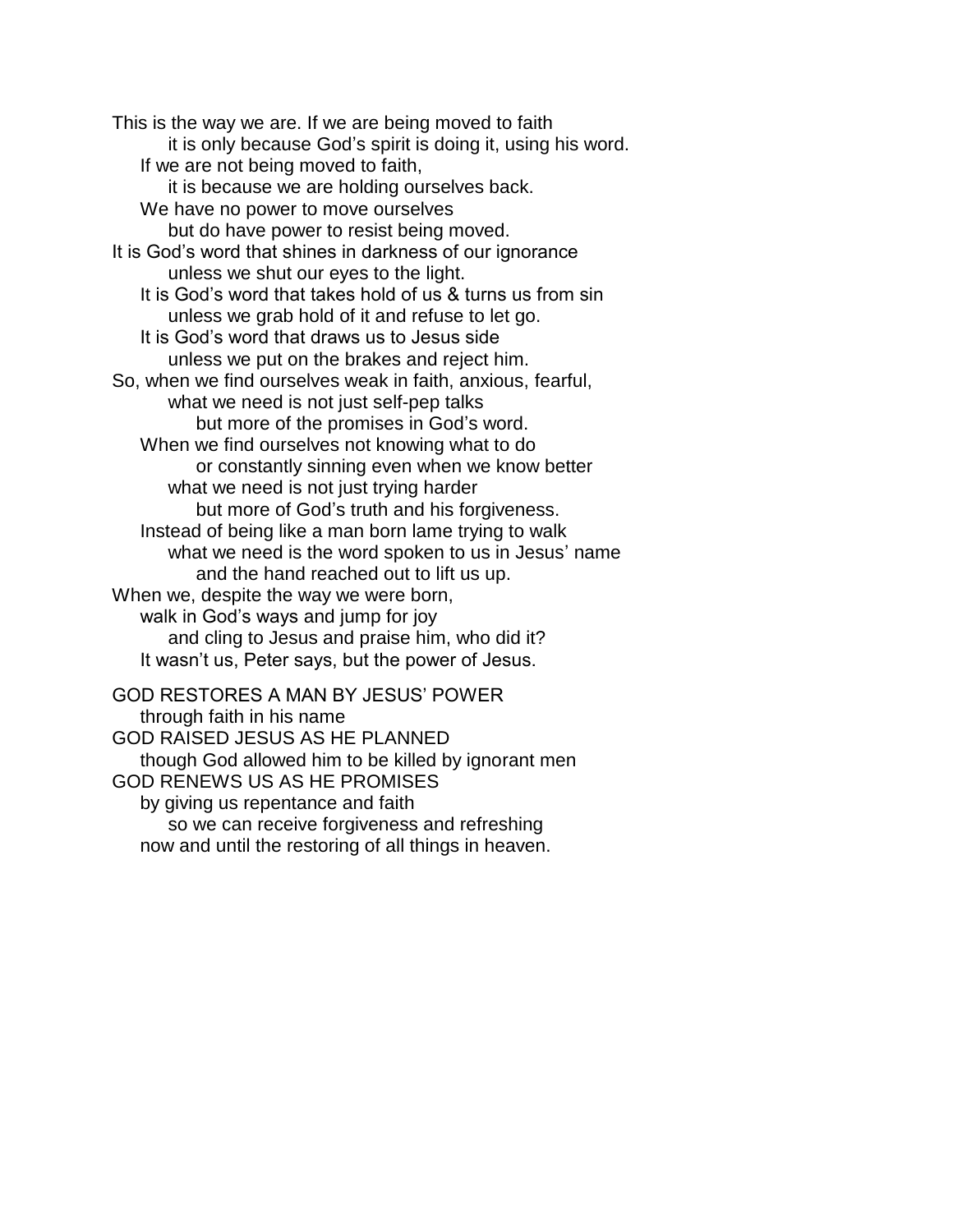This is the way we are. If we are being moved to faith
it is only because God's spirit is doing it, using his word.
If we are not being moved to faith,
it is because we are holding ourselves back.
We have no power to move ourselves
but do have power to resist being moved.
It is God's word that shines in darkness of our ignorance
unless we shut our eyes to the light.
It is God's word that takes hold of us & turns us from sin
unless we grab hold of it and refuse to let go.
It is God's word that draws us to Jesus side
unless we put on the brakes and reject him.
So, when we find ourselves weak in faith, anxious, fearful,
what we need is not just self-pep talks
but more of the promises in God's word.
When we find ourselves not knowing what to do
or constantly sinning even when we know better
what we need is not just trying harder
but more of God's truth and his forgiveness.
Instead of being like a man born lame trying to walk
what we need is the word spoken to us in Jesus' name
and the hand reached out to lift us up.
When we, despite the way we were born,
walk in God's ways and jump for joy
and cling to Jesus and praise him, who did it?
It wasn't us, Peter says, but the power of Jesus.

GOD RESTORES A MAN BY JESUS' POWER
through faith in his name
GOD RAISED JESUS AS HE PLANNED
though God allowed him to be killed by ignorant men
GOD RENEWS US AS HE PROMISES
by giving us repentance and faith
so we can receive forgiveness and refreshing
now and until the restoring of all things in heaven.